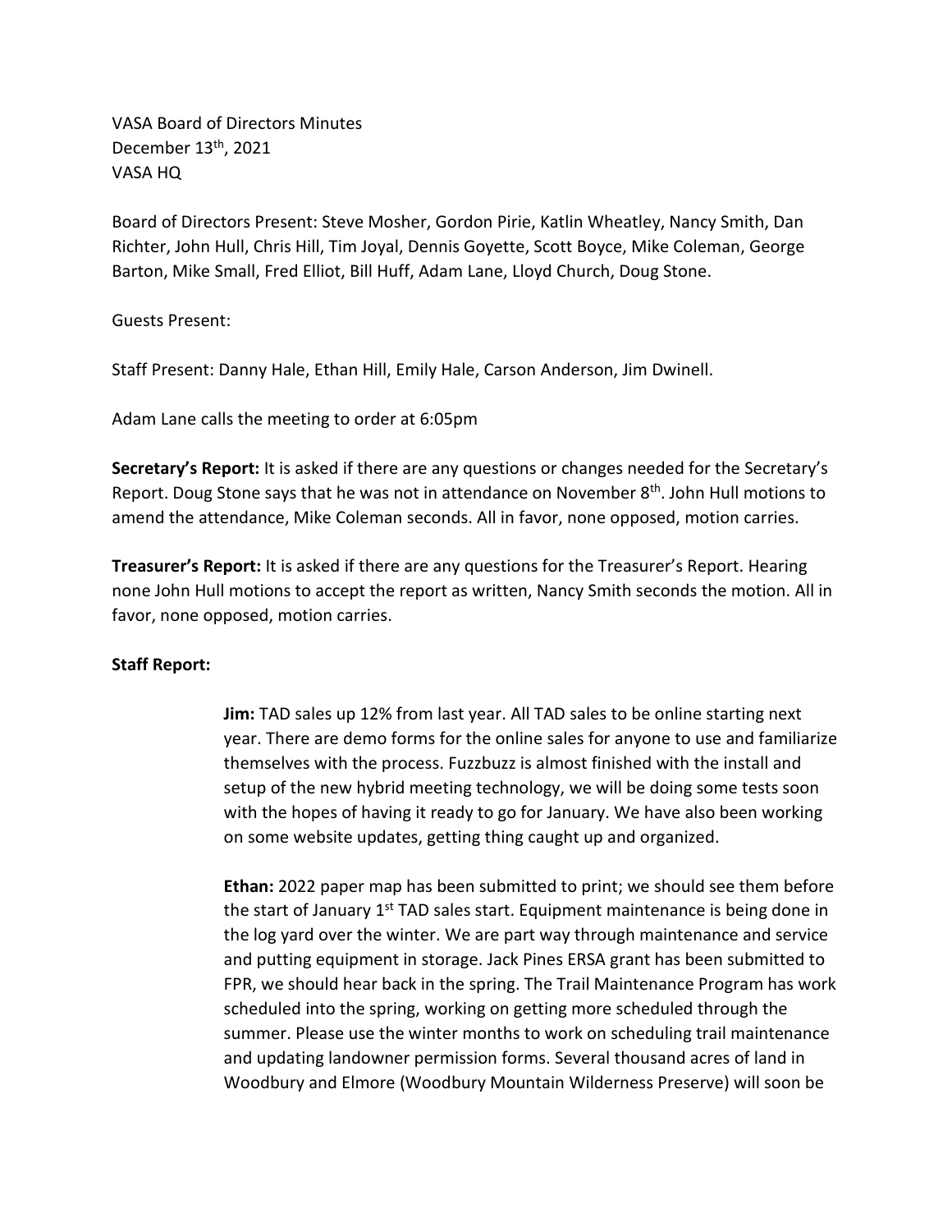VASA Board of Directors Minutes
December 13th, 2021
VASA HQ

Board of Directors Present: Steve Mosher, Gordon Pirie, Katlin Wheatley, Nancy Smith, Dan Richter, John Hull, Chris Hill, Tim Joyal, Dennis Goyette, Scott Boyce, Mike Coleman, George Barton, Mike Small, Fred Elliot, Bill Huff, Adam Lane, Lloyd Church, Doug Stone.

Guests Present:

Staff Present: Danny Hale, Ethan Hill, Emily Hale, Carson Anderson, Jim Dwinell.

Adam Lane calls the meeting to order at 6:05pm

**Secretary's Report:** It is asked if there are any questions or changes needed for the Secretary's Report. Doug Stone says that he was not in attendance on November 8th. John Hull motions to amend the attendance, Mike Coleman seconds. All in favor, none opposed, motion carries.

**Treasurer's Report:** It is asked if there are any questions for the Treasurer's Report. Hearing none John Hull motions to accept the report as written, Nancy Smith seconds the motion. All in favor, none opposed, motion carries.

**Staff Report:**

**Jim:** TAD sales up 12% from last year. All TAD sales to be online starting next year. There are demo forms for the online sales for anyone to use and familiarize themselves with the process. Fuzzbuzz is almost finished with the install and setup of the new hybrid meeting technology, we will be doing some tests soon with the hopes of having it ready to go for January. We have also been working on some website updates, getting thing caught up and organized.

**Ethan:** 2022 paper map has been submitted to print; we should see them before the start of January 1st TAD sales start. Equipment maintenance is being done in the log yard over the winter. We are part way through maintenance and service and putting equipment in storage. Jack Pines ERSA grant has been submitted to FPR, we should hear back in the spring. The Trail Maintenance Program has work scheduled into the spring, working on getting more scheduled through the summer. Please use the winter months to work on scheduling trail maintenance and updating landowner permission forms. Several thousand acres of land in Woodbury and Elmore (Woodbury Mountain Wilderness Preserve) will soon be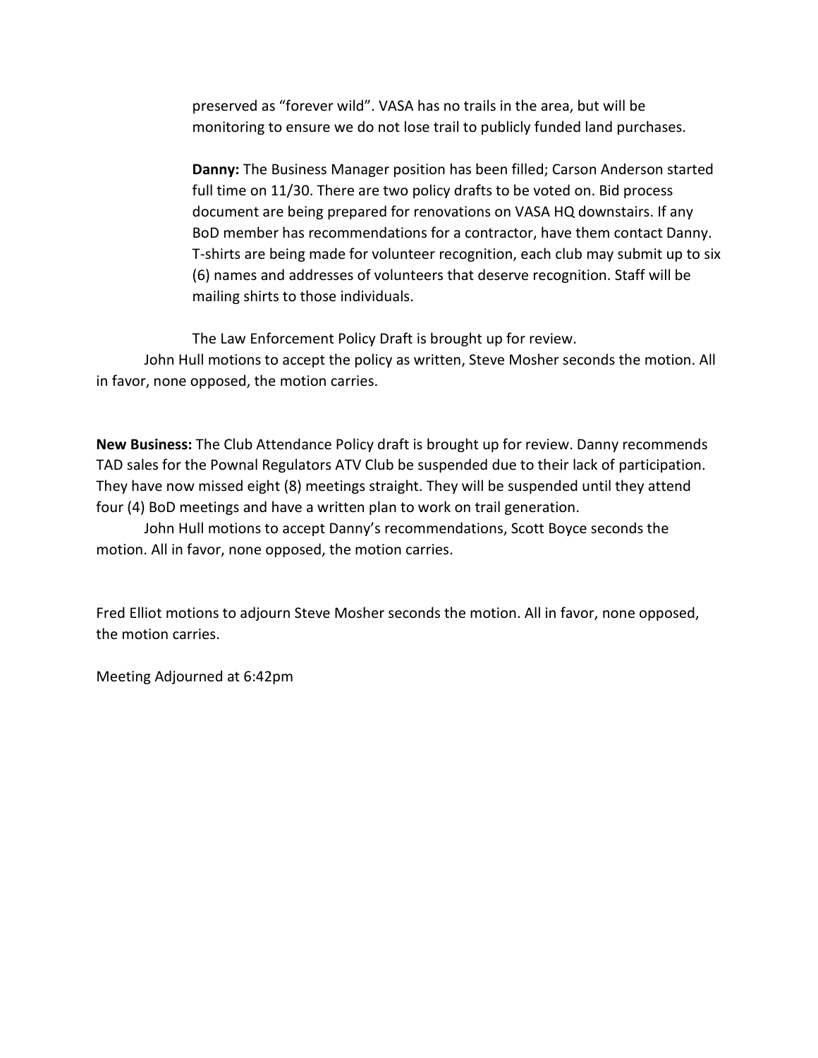preserved as "forever wild". VASA has no trails in the area, but will be monitoring to ensure we do not lose trail to publicly funded land purchases.

**Danny:** The Business Manager position has been filled; Carson Anderson started full time on 11/30. There are two policy drafts to be voted on. Bid process document are being prepared for renovations on VASA HQ downstairs. If any BoD member has recommendations for a contractor, have them contact Danny. T-shirts are being made for volunteer recognition, each club may submit up to six (6) names and addresses of volunteers that deserve recognition. Staff will be mailing shirts to those individuals.

The Law Enforcement Policy Draft is brought up for review.

John Hull motions to accept the policy as written, Steve Mosher seconds the motion. All in favor, none opposed, the motion carries.

**New Business:** The Club Attendance Policy draft is brought up for review. Danny recommends TAD sales for the Pownal Regulators ATV Club be suspended due to their lack of participation. They have now missed eight (8) meetings straight. They will be suspended until they attend four (4) BoD meetings and have a written plan to work on trail generation.

John Hull motions to accept Danny's recommendations, Scott Boyce seconds the motion. All in favor, none opposed, the motion carries.

Fred Elliot motions to adjourn Steve Mosher seconds the motion. All in favor, none opposed, the motion carries.

Meeting Adjourned at 6:42pm